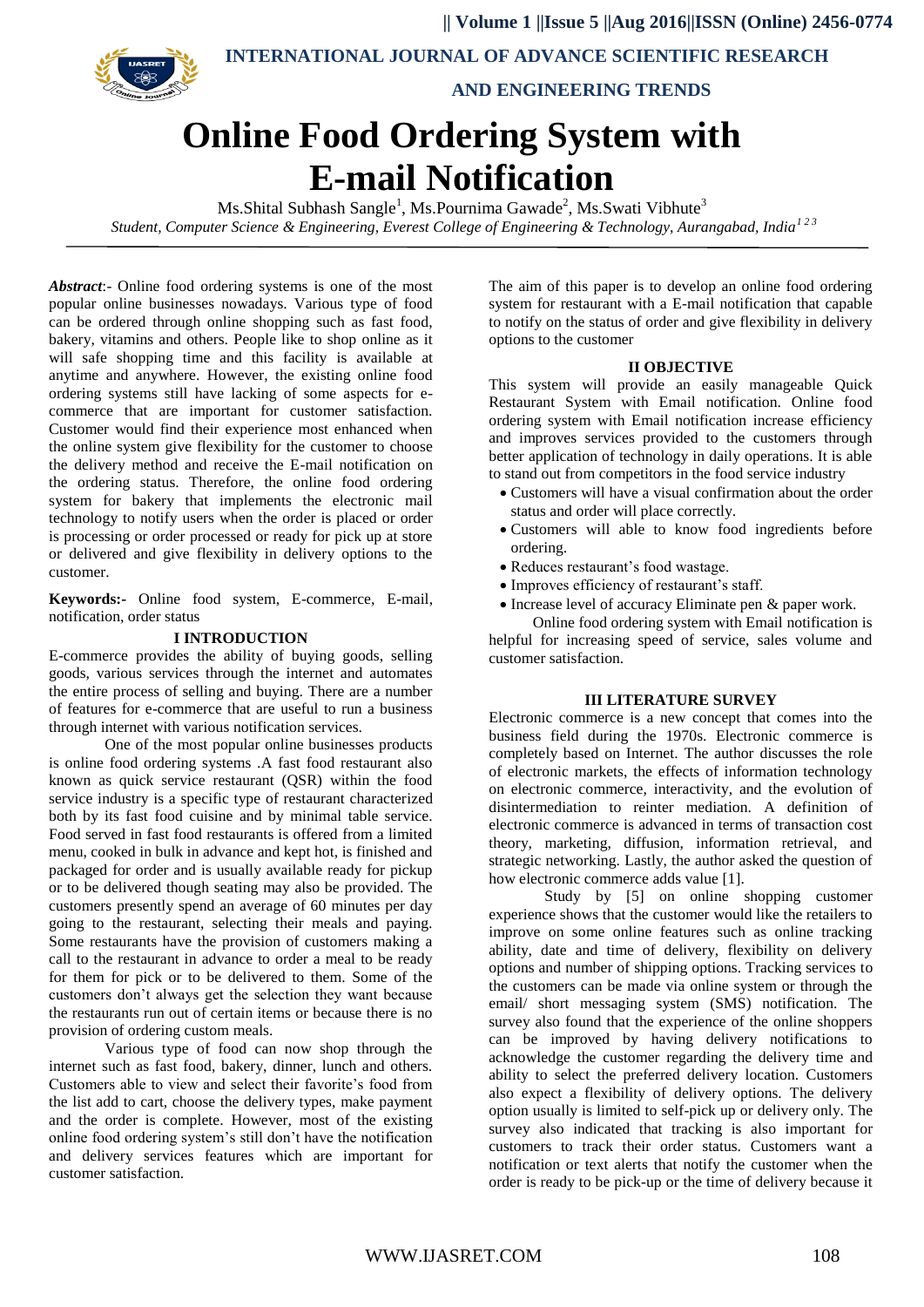# Online Food Ordering System with E-mail Notification

Ms.Shital Subhash Sangle[1], Ms.Pournima Gawade[2], Ms.Swati Vibhute[3]

*Student, Computer Science & Engineering, Everest College of Engineering & Technology, Aurangabad, India[1 2 3]*

***Abstract***:- Online food ordering systems is one of the most popular online businesses nowadays. Various type of food can be ordered through online shopping such as fast food, bakery, vitamins and others. People like to shop online as it will safe shopping time and this facility is available at anytime and anywhere. However, the existing online food ordering systems still have lacking of some aspects for e-commerce that are important for customer satisfaction. Customer would find their experience most enhanced when the online system give flexibility for the customer to choose the delivery method and receive the E-mail notification on the ordering status. Therefore, the online food ordering system for bakery that implements the electronic mail technology to notify users when the order is placed or order is processing or order processed or ready for pick up at store or delivered and give flexibility in delivery options to the customer.

**Keywords:-** Online food system, E-commerce, E-mail, notification, order status

## I INTRODUCTION

E-commerce provides the ability of buying goods, selling goods, various services through the internet and automates the entire process of selling and buying. There are a number of features for e-commerce that are useful to run a business through internet with various notification services.

One of the most popular online businesses products is online food ordering systems .A fast food restaurant also known as quick service restaurant (QSR) within the food service industry is a specific type of restaurant characterized both by its fast food cuisine and by minimal table service. Food served in fast food restaurants is offered from a limited menu, cooked in bulk in advance and kept hot, is finished and packaged for order and is usually available ready for pickup or to be delivered though seating may also be provided. The customers presently spend an average of 60 minutes per day going to the restaurant, selecting their meals and paying. Some restaurants have the provision of customers making a call to the restaurant in advance to order a meal to be ready for them for pick or to be delivered to them. Some of the customers don't always get the selection they want because the restaurants run out of certain items or because there is no provision of ordering custom meals.

Various type of food can now shop through the internet such as fast food, bakery, dinner, lunch and others. Customers able to view and select their favorite's food from the list add to cart, choose the delivery types, make payment and the order is complete. However, most of the existing online food ordering system's still don't have the notification and delivery services features which are important for customer satisfaction.

The aim of this paper is to develop an online food ordering system for restaurant with a E-mail notification that capable to notify on the status of order and give flexibility in delivery options to the customer

## II OBJECTIVE

This system will provide an easily manageable Quick Restaurant System with Email notification. Online food ordering system with Email notification increase efficiency and improves services provided to the customers through better application of technology in daily operations. It is able to stand out from competitors in the food service industry

- Customers will have a visual confirmation about the order status and order will place correctly.
- Customers will able to know food ingredients before ordering.
- Reduces restaurant's food wastage.
- Improves efficiency of restaurant's staff.
- Increase level of accuracy Eliminate pen & paper work.

Online food ordering system with Email notification is helpful for increasing speed of service, sales volume and customer satisfaction.

## III LITERATURE SURVEY

Electronic commerce is a new concept that comes into the business field during the 1970s. Electronic commerce is completely based on Internet. The author discusses the role of electronic markets, the effects of information technology on electronic commerce, interactivity, and the evolution of disintermediation to reinter mediation. A definition of electronic commerce is advanced in terms of transaction cost theory, marketing, diffusion, information retrieval, and strategic networking. Lastly, the author asked the question of how electronic commerce adds value [1].

Study by [5] on online shopping customer experience shows that the customer would like the retailers to improve on some online features such as online tracking ability, date and time of delivery, flexibility on delivery options and number of shipping options. Tracking services to the customers can be made via online system or through the email/ short messaging system (SMS) notification. The survey also found that the experience of the online shoppers can be improved by having delivery notifications to acknowledge the customer regarding the delivery time and ability to select the preferred delivery location. Customers also expect a flexibility of delivery options. The delivery option usually is limited to self-pick up or delivery only. The survey also indicated that tracking is also important for customers to track their order status. Customers want a notification or text alerts that notify the customer when the order is ready to be pick-up or the time of delivery because it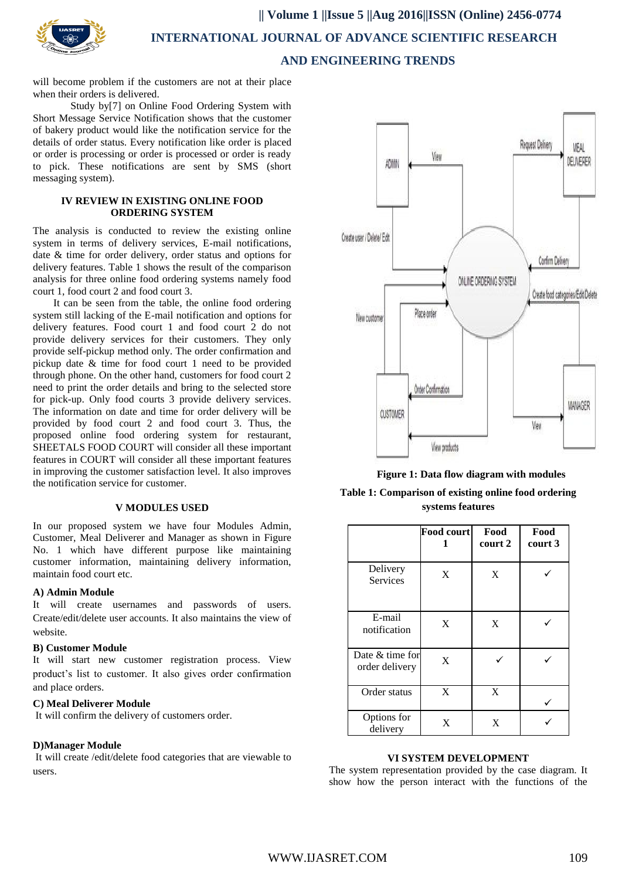will become problem if the customers are not at their place when their orders is delivered.

Study by[7] on Online Food Ordering System with Short Message Service Notification shows that the customer of bakery product would like the notification service for the details of order status. Every notification like order is placed or order is processing or order is processed or order is ready to pick. These notifications are sent by SMS (short messaging system).

## IV REVIEW IN EXISTING ONLINE FOOD ORDERING SYSTEM

The analysis is conducted to review the existing online system in terms of delivery services, E-mail notifications, date & time for order delivery, order status and options for delivery features. Table 1 shows the result of the comparison analysis for three online food ordering systems namely food court 1, food court 2 and food court 3.

It can be seen from the table, the online food ordering system still lacking of the E-mail notification and options for delivery features. Food court 1 and food court 2 do not provide delivery services for their customers. They only provide self-pickup method only. The order confirmation and pickup date & time for food court 1 need to be provided through phone. On the other hand, customers for food court 2 need to print the order details and bring to the selected store for pick-up. Only food courts 3 provide delivery services. The information on date and time for order delivery will be provided by food court 2 and food court 3. Thus, the proposed online food ordering system for restaurant, SHEETALS FOOD COURT will consider all these important features in COURT will consider all these important features in improving the customer satisfaction level. It also improves the notification service for customer.

## V MODULES USED

In our proposed system we have four Modules Admin, Customer, Meal Deliverer and Manager as shown in Figure No. 1 which have different purpose like maintaining customer information, maintaining delivery information, maintain food court etc.

**A) Admin Module**

It will create usernames and passwords of users. Create/edit/delete user accounts. It also maintains the view of website.

**B) Customer Module**

It will start new customer registration process. View product's list to customer. It also gives order confirmation and place orders.

**C) Meal Deliverer Module**

It will confirm the delivery of customers order.

**D)Manager Module**

It will create /edit/delete food categories that are viewable to users.

**Figure 1: Data flow diagram with modules**

**Table 1: Comparison of existing online food ordering systems features**

| | Food court 1 | Food court 2 | Food court 3 |
|---|---|---|---|
| Delivery Services | X | X | ✓ |
| E-mail notification | X | X | ✓ |
| Date & time for order delivery | X | ✓ | ✓ |
| Order status | X | X | ✓ |
| Options for delivery | X | X | ✓ |

## VI SYSTEM DEVELOPMENT

The system representation provided by the case diagram. It show how the person interact with the functions of the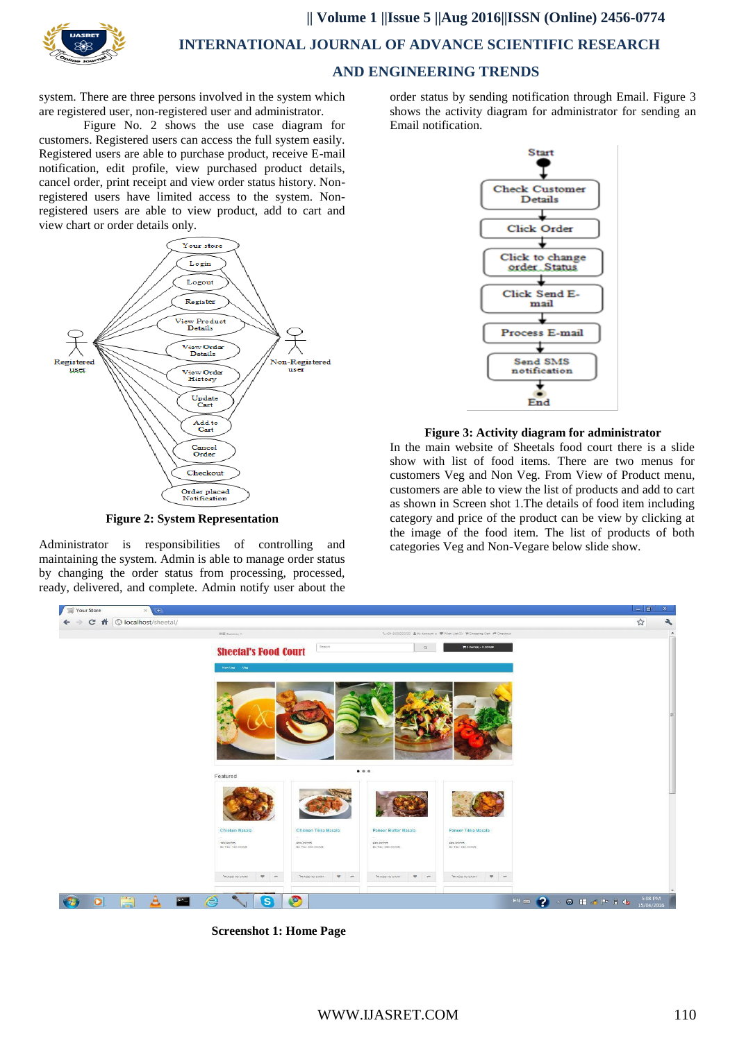system. There are three persons involved in the system which are registered user, non-registered user and administrator.

Figure No. 2 shows the use case diagram for customers. Registered users can access the full system easily. Registered users are able to purchase product, receive E-mail notification, edit profile, view purchased product details, cancel order, print receipt and view order status history. Non-registered users have limited access to the system. Non-registered users are able to view product, add to cart and view chart or order details only.

**Figure 2: System Representation**

Administrator is responsibilities of controlling and maintaining the system. Admin is able to manage order status by changing the order status from processing, processed, ready, delivered, and complete. Admin notify user about the order status by sending notification through Email. Figure 3 shows the activity diagram for administrator for sending an Email notification.

**Figure 3: Activity diagram for administrator**

In the main website of Sheetals food court there is a slide show with list of food items. There are two menus for customers Veg and Non Veg. From View of Product menu, customers are able to view the list of products and add to cart as shown in Screen shot 1.The details of food item including category and price of the product can be view by clicking at the image of the food item. The list of products of both categories Veg and Non-Vegare below slide show.

**Screenshot 1: Home Page**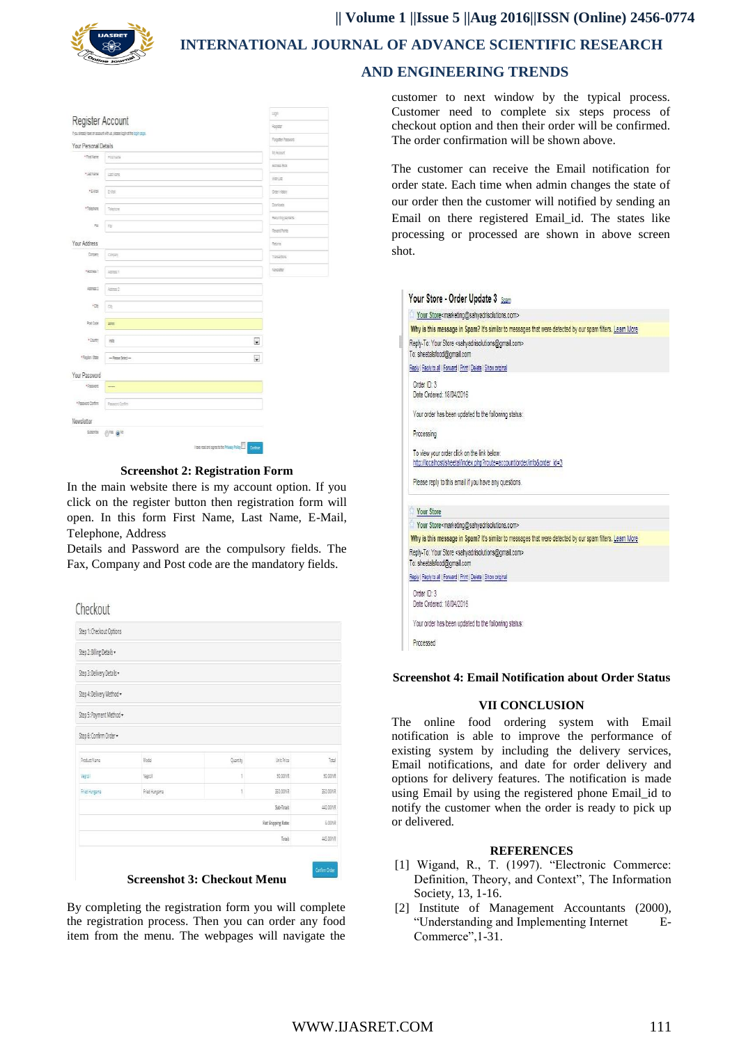**Screenshot 2: Registration Form**

In the main website there is my account option. If you click on the register button then registration form will open. In this form First Name, Last Name, E-Mail, Telephone, Address

Details and Password are the compulsory fields. The Fax, Company and Post code are the mandatory fields.

**Screenshot 3: Checkout Menu**

By completing the registration form you will complete the registration process. Then you can order any food item from the menu. The webpages will navigate the customer to next window by the typical process. Customer need to complete six steps process of checkout option and then their order will be confirmed. The order confirmation will be shown above.

The customer can receive the Email notification for order state. Each time when admin changes the state of our order then the customer will notified by sending an Email on there registered Email_id. The states like processing or processed are shown in above screen shot.

**Screenshot 4: Email Notification about Order Status**

## VII CONCLUSION

The online food ordering system with Email notification is able to improve the performance of existing system by including the delivery services, Email notifications, and date for order delivery and options for delivery features. The notification is made using Email by using the registered phone Email_id to notify the customer when the order is ready to pick up or delivered.

## REFERENCES

[1] Wigand, R., T. (1997). "Electronic Commerce: Definition, Theory, and Context", The Information Society, 13, 1-16.

[2] Institute of Management Accountants (2000), "Understanding and Implementing Internet E-Commerce",1-31.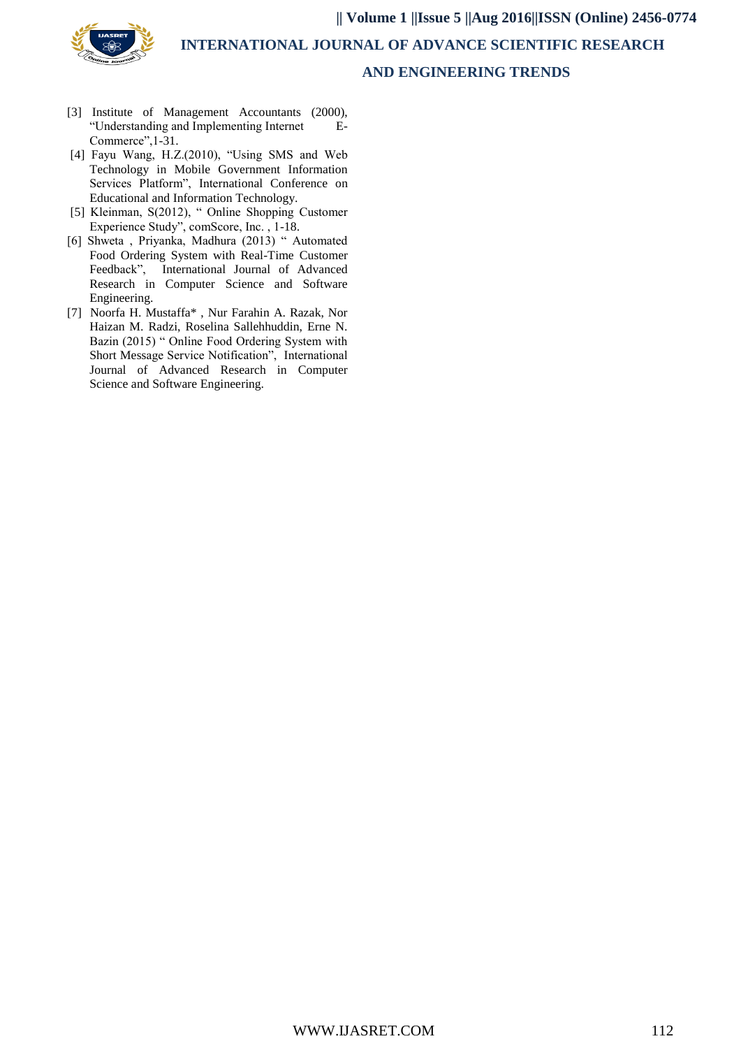[3] Institute of Management Accountants (2000), "Understanding and Implementing Internet E-Commerce",1-31.

[4] Fayu Wang, H.Z.(2010), "Using SMS and Web Technology in Mobile Government Information Services Platform", International Conference on Educational and Information Technology.

[5] Kleinman, S(2012), " Online Shopping Customer Experience Study", comScore, Inc. , 1-18.

[6] Shweta , Priyanka, Madhura (2013) " Automated Food Ordering System with Real-Time Customer Feedback", International Journal of Advanced Research in Computer Science and Software Engineering.

[7] Noorfa H. Mustaffa* , Nur Farahin A. Razak, Nor Haizan M. Radzi, Roselina Sallehhuddin, Erne N. Bazin (2015) " Online Food Ordering System with Short Message Service Notification", International Journal of Advanced Research in Computer Science and Software Engineering.